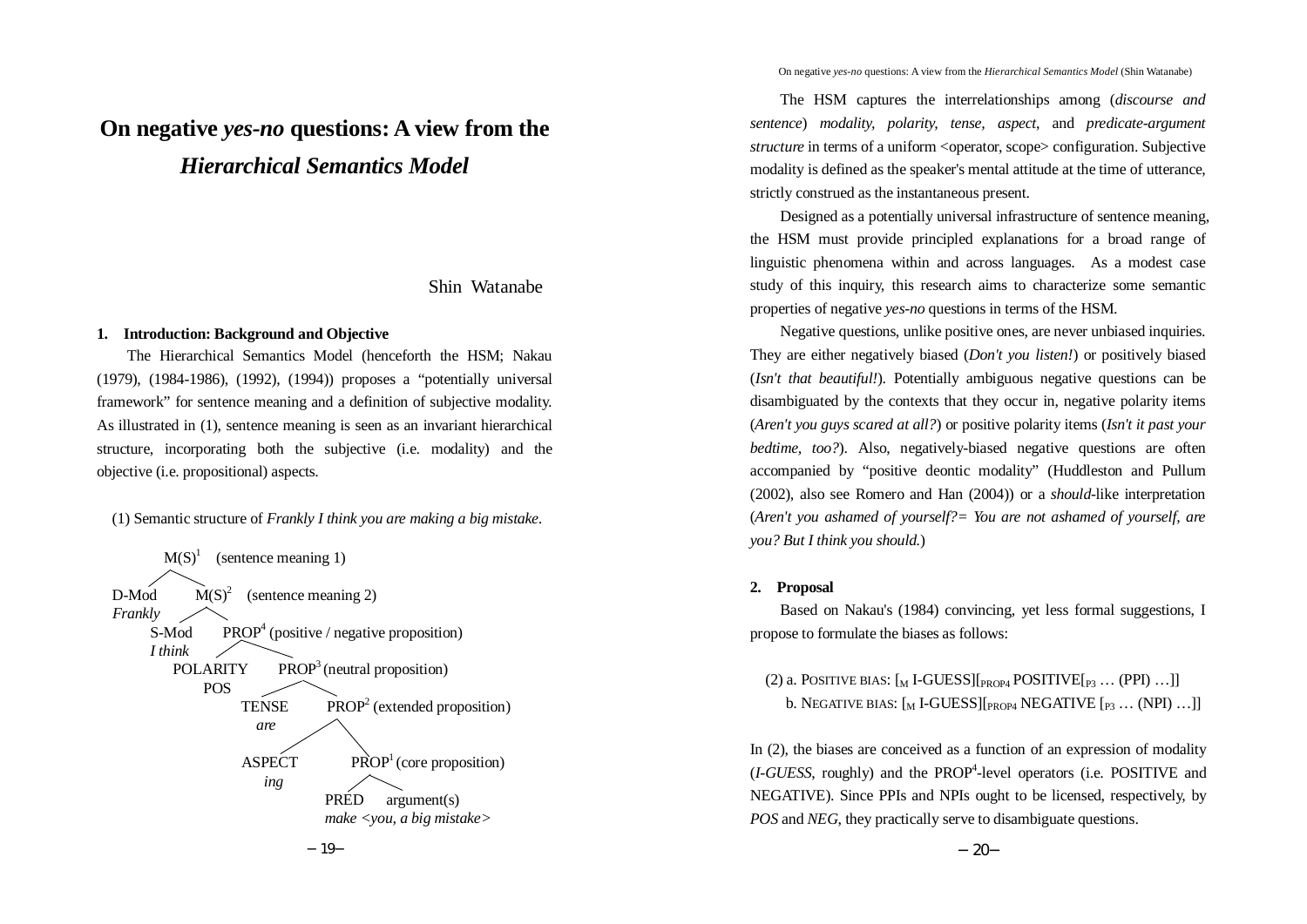# On negative *yes-no* questions: A view from the *Hierarchical Semantics Model*

Shin Watanabe

## 1. Introduction: Background and Objective

The Hierarchical Semantics Model (henceforth the HSM; Nakau (1979), (1984-1986), (1992), (1994)) proposes a "potentially universal framework" for sentence meaning and a definition of subjective modality. As illustrated in (1), sentence meaning is seen as an invariant hierarchical structure, incorporating both the subjective (i.e. modality) and the objective (i.e. propositional) aspects.

(1) Semantic structure of *Frankly I think you are making a big mistake*.

```
M(S)^1 (sentence meaning 1)
├── D-Mod  Frankly
└── M(S)^2 (sentence meaning 2)
    ├── S-Mod  I think
    └── PROP^4 (positive / negative proposition)
        ├── POLARITY  POS
        └── PROP^3 (neutral proposition)
            ├── TENSE  are
            └── PROP^2 (extended proposition)
                ├── ASPECT  ing
                └── PROP^1 (core proposition)
                    ├── PRED  make
                    └── argument(s)  <you, a big mistake>
```

The HSM captures the interrelationships among (*discourse and sentence*) *modality*, *polarity*, *tense*, *aspect*, and *predicate-argument structure* in terms of a uniform <operator, scope> configuration. Subjective modality is defined as the speaker's mental attitude at the time of utterance, strictly construed as the instantaneous present.

Designed as a potentially universal infrastructure of sentence meaning, the HSM must provide principled explanations for a broad range of linguistic phenomena within and across languages. As a modest case study of this inquiry, this research aims to characterize some semantic properties of negative *yes-no* questions in terms of the HSM.

Negative questions, unlike positive ones, are never unbiased inquiries. They are either negatively biased (*Don't you listen!*) or positively biased (*Isn't that beautiful!*). Potentially ambiguous negative questions can be disambiguated by the contexts that they occur in, negative polarity items (*Aren't you guys scared at all?*) or positive polarity items (*Isn't it past your bedtime, too?*). Also, negatively-biased negative questions are often accompanied by "positive deontic modality" (Huddleston and Pullum (2002), also see Romero and Han (2004)) or a *should*-like interpretation (*Aren't you ashamed of yourself?= You are not ashamed of yourself, are you? But I think you should.*)

## 2. Proposal

Based on Nakau's (1984) convincing, yet less formal suggestions, I propose to formulate the biases as follows:

(2) a. POSITIVE BIAS: $[_{M}$ I-GUESS$][_{PROP4}$ POSITIVE$[_{P3}$ … (PPI) …$]]$
    b. NEGATIVE BIAS: $[_{M}$ I-GUESS$][_{PROP4}$ NEGATIVE $[_{P3}$ … (NPI) …$]]$

In (2), the biases are conceived as a function of an expression of modality (*I-GUESS*, roughly) and the PROP[4]-level operators (i.e. POSITIVE and NEGATIVE). Since PPIs and NPIs ought to be licensed, respectively, by *POS* and *NEG*, they practically serve to disambiguate questions.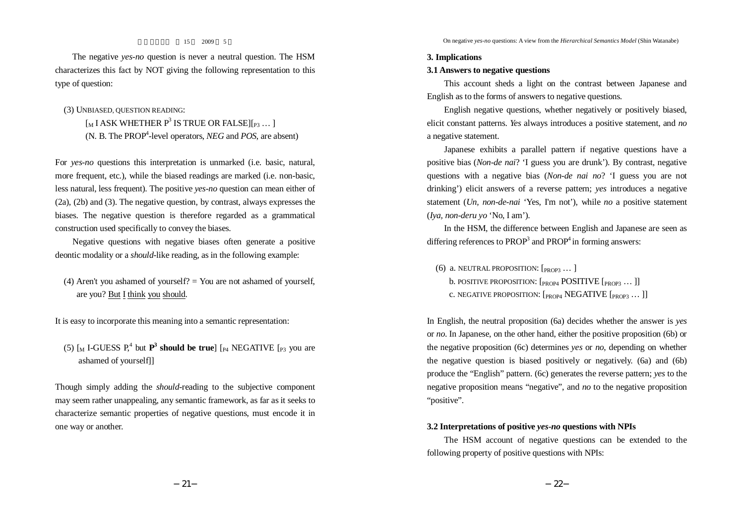The negative *yes-no* question is never a neutral question. The HSM characterizes this fact by NOT giving the following representation to this type of question:

(3) UNBIASED, QUESTION READING:
[$_{M}$ I ASK WHETHER $P^3$ IS TRUE OR FALSE][$_{P3}$ … ]
(N. B. The $PROP^4$-level operators, *NEG* and *POS*, are absent)

For *yes-no* questions this interpretation is unmarked (i.e. basic, natural, more frequent, etc.), while the biased readings are marked (i.e. non-basic, less natural, less frequent). The positive *yes-no* question can mean either of (2a), (2b) and (3). The negative question, by contrast, always expresses the biases. The negative question is therefore regarded as a grammatical construction used specifically to convey the biases.

Negative questions with negative biases often generate a positive deontic modality or a *should*-like reading, as in the following example:

(4) Aren't you ashamed of yourself? = You are not ashamed of yourself, are you? But I think you should.

It is easy to incorporate this meaning into a semantic representation:

(5) [$_{M}$ I-GUESS $P$,$^4$ but **$P^3$ should be true**] [$_{P4}$ NEGATIVE [$_{P3}$ you are ashamed of yourself]]

Though simply adding the *should*-reading to the subjective component may seem rather unappealing, any semantic framework, as far as it seeks to characterize semantic properties of negative questions, must encode it in one way or another.

## 3. Implications

### 3.1 Answers to negative questions

This account sheds a light on the contrast between Japanese and English as to the forms of answers to negative questions.

English negative questions, whether negatively or positively biased, elicit constant patterns. *Yes* always introduces a positive statement, and *no* a negative statement.

Japanese exhibits a parallel pattern if negative questions have a positive bias (*Non-de nai*? 'I guess you are drunk'). By contrast, negative questions with a negative bias (*Non-de nai no*? 'I guess you are not drinking') elicit answers of a reverse pattern; *yes* introduces a negative statement (*Un, non-de-nai* 'Yes, I'm not'), while *no* a positive statement (*Iya, non-deru yo* 'No, I am').

In the HSM, the difference between English and Japanese are seen as differing references to $PROP^3$ and $PROP^4$ in forming answers:

(6) a. NEUTRAL PROPOSITION: [$_{PROP3}$ … ]
b. POSITIVE PROPOSITION: [$_{PROP4}$ POSITIVE [$_{PROP3}$ … ]]
c. NEGATIVE PROPOSITION: [$_{PROP4}$ NEGATIVE [$_{PROP3}$ … ]]

In English, the neutral proposition (6a) decides whether the answer is *yes* or *no*. In Japanese, on the other hand, either the positive proposition (6b) or the negative proposition (6c) determines *yes* or *no*, depending on whether the negative question is biased positively or negatively. (6a) and (6b) produce the "English" pattern. (6c) generates the reverse pattern; *yes* to the negative proposition means "negative", and *no* to the negative proposition "positive".

### 3.2 Interpretations of positive *yes-no* questions with NPIs

The HSM account of negative questions can be extended to the following property of positive questions with NPIs: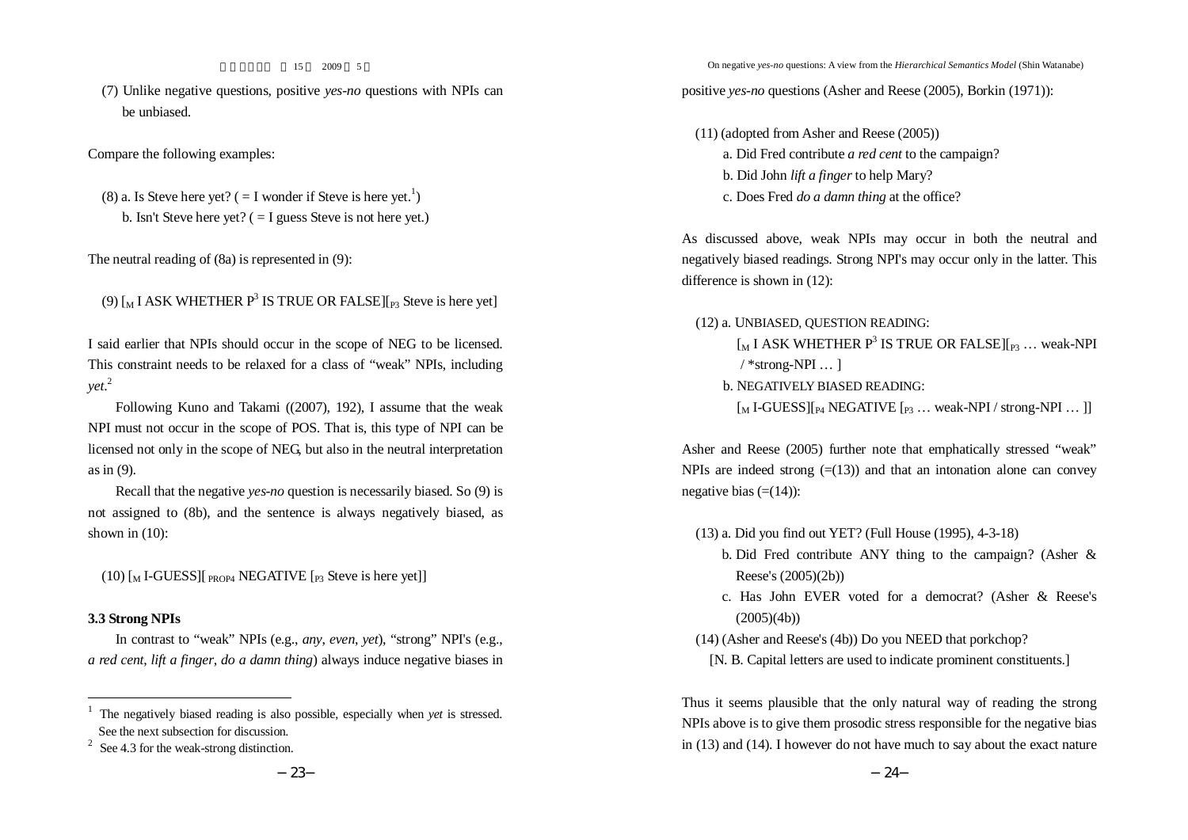(7) Unlike negative questions, positive *yes-no* questions with NPIs can be unbiased.

Compare the following examples:

(8) a. Is Steve here yet? ( = I wonder if Steve is here yet.[1])
    b. Isn't Steve here yet? ( = I guess Steve is not here yet.)

The neutral reading of (8a) is represented in (9):

(9) [$_M$ I ASK WHETHER $P^3$ IS TRUE OR FALSE][$_{P3}$ Steve is here yet]

I said earlier that NPIs should occur in the scope of NEG to be licensed. This constraint needs to be relaxed for a class of "weak" NPIs, including *yet*.[2]

Following Kuno and Takami ((2007), 192), I assume that the weak NPI must not occur in the scope of POS. That is, this type of NPI can be licensed not only in the scope of NEG, but also in the neutral interpretation as in (9).

Recall that the negative *yes-no* question is necessarily biased. So (9) is not assigned to (8b), and the sentence is always negatively biased, as shown in (10):

(10) [$_M$ I-GUESS][$_{PROP4}$ NEGATIVE [$_{P3}$ Steve is here yet]]

### 3.3 Strong NPIs

In contrast to "weak" NPIs (e.g., *any*, *even*, *yet*), "strong" NPI's (e.g., *a red cent*, *lift a finger*, *do a damn thing*) always induce negative biases in positive *yes-no* questions (Asher and Reese (2005), Borkin (1971)):

(11) (adopted from Asher and Reese (2005))
    a. Did Fred contribute *a red cent* to the campaign?
    b. Did John *lift a finger* to help Mary?
    c. Does Fred *do a damn thing* at the office?

As discussed above, weak NPIs may occur in both the neutral and negatively biased readings. Strong NPI's may occur only in the latter. This difference is shown in (12):

(12) a. UNBIASED, QUESTION READING:
        [$_M$ I ASK WHETHER $P^3$ IS TRUE OR FALSE][$_{P3}$ … weak-NPI / *strong-NPI … ]
    b. NEGATIVELY BIASED READING:
        [$_M$ I-GUESS][$_{P4}$ NEGATIVE [$_{P3}$ … weak-NPI / strong-NPI … ]]

Asher and Reese (2005) further note that emphatically stressed "weak" NPIs are indeed strong (=(13)) and that an intonation alone can convey negative bias (=(14)):

(13) a. Did you find out YET? (Full House (1995), 4-3-18)
    b. Did Fred contribute ANY thing to the campaign? (Asher & Reese's (2005)(2b))
    c. Has John EVER voted for a democrat? (Asher & Reese's (2005)(4b))

(14) (Asher and Reese's (4b)) Do you NEED that porkchop?
    [N. B. Capital letters are used to indicate prominent constituents.]

Thus it seems plausible that the only natural way of reading the strong NPIs above is to give them prosodic stress responsible for the negative bias in (13) and (14). I however do not have much to say about the exact nature

---

[1] The negatively biased reading is also possible, especially when *yet* is stressed. See the next subsection for discussion.

[2] See 4.3 for the weak-strong distinction.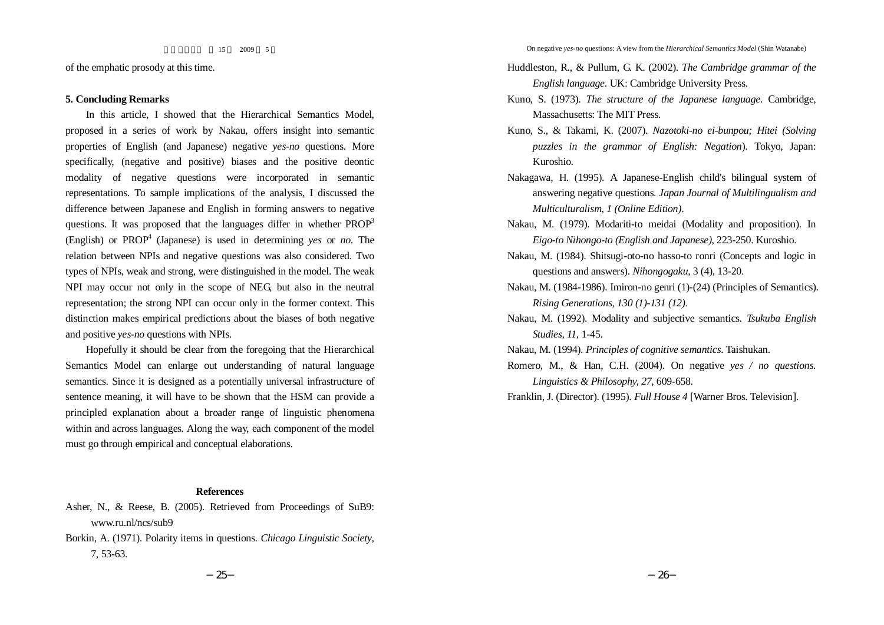of the emphatic prosody at this time.

**5. Concluding Remarks**

In this article, I showed that the Hierarchical Semantics Model, proposed in a series of work by Nakau, offers insight into semantic properties of English (and Japanese) negative *yes-no* questions. More specifically, (negative and positive) biases and the positive deontic modality of negative questions were incorporated in semantic representations. To sample implications of the analysis, I discussed the difference between Japanese and English in forming answers to negative questions. It was proposed that the languages differ in whether $PROP^3$ (English) or $PROP^4$ (Japanese) is used in determining *yes* or *no*. The relation between NPIs and negative questions was also considered. Two types of NPIs, weak and strong, were distinguished in the model. The weak NPI may occur not only in the scope of NEG, but also in the neutral representation; the strong NPI can occur only in the former context. This distinction makes empirical predictions about the biases of both negative and positive *yes-no* questions with NPIs.

Hopefully it should be clear from the foregoing that the Hierarchical Semantics Model can enlarge out understanding of natural language semantics. Since it is designed as a potentially universal infrastructure of sentence meaning, it will have to be shown that the HSM can provide a principled explanation about a broader range of linguistic phenomena within and across languages. Along the way, each component of the model must go through empirical and conceptual elaborations.

**References**

Asher, N., & Reese, B. (2005). Retrieved from Proceedings of SuB9: www.ru.nl/ncs/sub9

Borkin, A. (1971). Polarity items in questions. *Chicago Linguistic Society*, 7, 53-63.

Huddleston, R., & Pullum, G. K. (2002). *The Cambridge grammar of the English language*. UK: Cambridge University Press.

Kuno, S. (1973). *The structure of the Japanese language*. Cambridge, Massachusetts: The MIT Press.

Kuno, S., & Takami, K. (2007). *Nazotoki-no ei-bunpou; Hitei (Solving puzzles in the grammar of English: Negation*). Tokyo, Japan: Kuroshio.

Nakagawa, H. (1995). A Japanese-English child's bilingual system of answering negative questions. *Japan Journal of Multilingualism and Multiculturalism, 1 (Online Edition)*.

Nakau, M. (1979). Modariti-to meidai (Modality and proposition). In *Eigo-to Nihongo-to (English and Japanese)*, 223-250. Kuroshio.

Nakau, M. (1984). Shitsugi-oto-no hasso-to ronri (Concepts and logic in questions and answers). *Nihongogaku*, 3 (4), 13-20.

Nakau, M. (1984-1986). Imiron-no genri (1)-(24) (Principles of Semantics). *Rising Generations, 130 (1)-131 (12)*.

Nakau, M. (1992). Modality and subjective semantics. *Tsukuba English Studies, 11*, 1-45.

Nakau, M. (1994). *Principles of cognitive semantics*. Taishukan.

Romero, M., & Han, C.H. (2004). On negative *yes / no questions. Linguistics & Philosophy, 27*, 609-658.

Franklin, J. (Director). (1995). *Full House 4* [Warner Bros. Television].